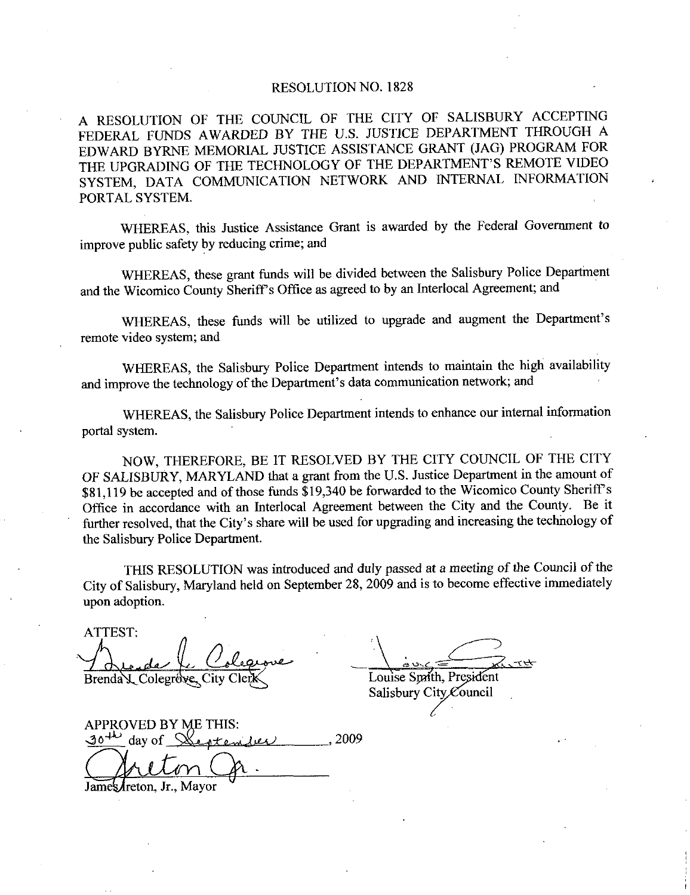# RESOLUTION NO. 1828

A RESOLUTION OF THE COUNCIL OF THE CITY OF SALISBURY ACCEPTING FEDERAL FUNDS AWARDED BY THE U.S. JUSTICE DEPARTMENT THROUGH A EDWARD BYRNE MEMORIAL JUSTICE ASSISTANCE GRANT (JAG) PROGRAM FOR THE UPGRADING OF THE TECHNOLOGY OF THE DEPARTMENT'S REMOTE VIDEO SYSTEM, DATA COMMUNICATION NETWORK AND INTERNAL INFORMATION PORTAL SYSTEM.

WHEREAS, this Justice Assistance Grant is awarded by the Federal Government to improve public safety by reducing crime; and

WHEREAS, these grant funds will be divided between the Salisbury Police Department and the Wicomico County Sheriff's Office as agreed to by an Interlocal Agreement; and

WHEREAS, these funds will be utilized to upgrade and augment the Department's remote video system; and

WHEREAS, the Salisbury Police Department intends to maintain the high availability and improve the technology of the Department's data communication network; and

WHEREAS, the Salisbury Police Department intends to enhance our internal information portal system.

NOW, THEREFORE, BE IT RESOLVED BY THE CITY COUNCIL OF THE CITY OF SALISBURY, MARYLAND that a grant from the U.S. Justice Department in the amount of $81,119 be accepted and of those funds $19,340 be forwarded to the Wicomico County Sheriff's Office in accordance with an Interlocal Agreement between the City and the County. Be it further resolved, that the City's share will be used for upgrading and increasing the technology of the Salisbury Police Department.

THIS RESOLUTION was introduced and duly passed at a meeting of the Council of the City of Salisbury, Maryland held on September 28, 2009 and is to become effective immediately upon adoption.

ATTEST:

Brenda J. Colegrove, City Clerk

Louise Smith, President
Salisbury City Council

APPROVED BY ME THIS:
30th day of September, 2009

James Ireton, Jr., Mayor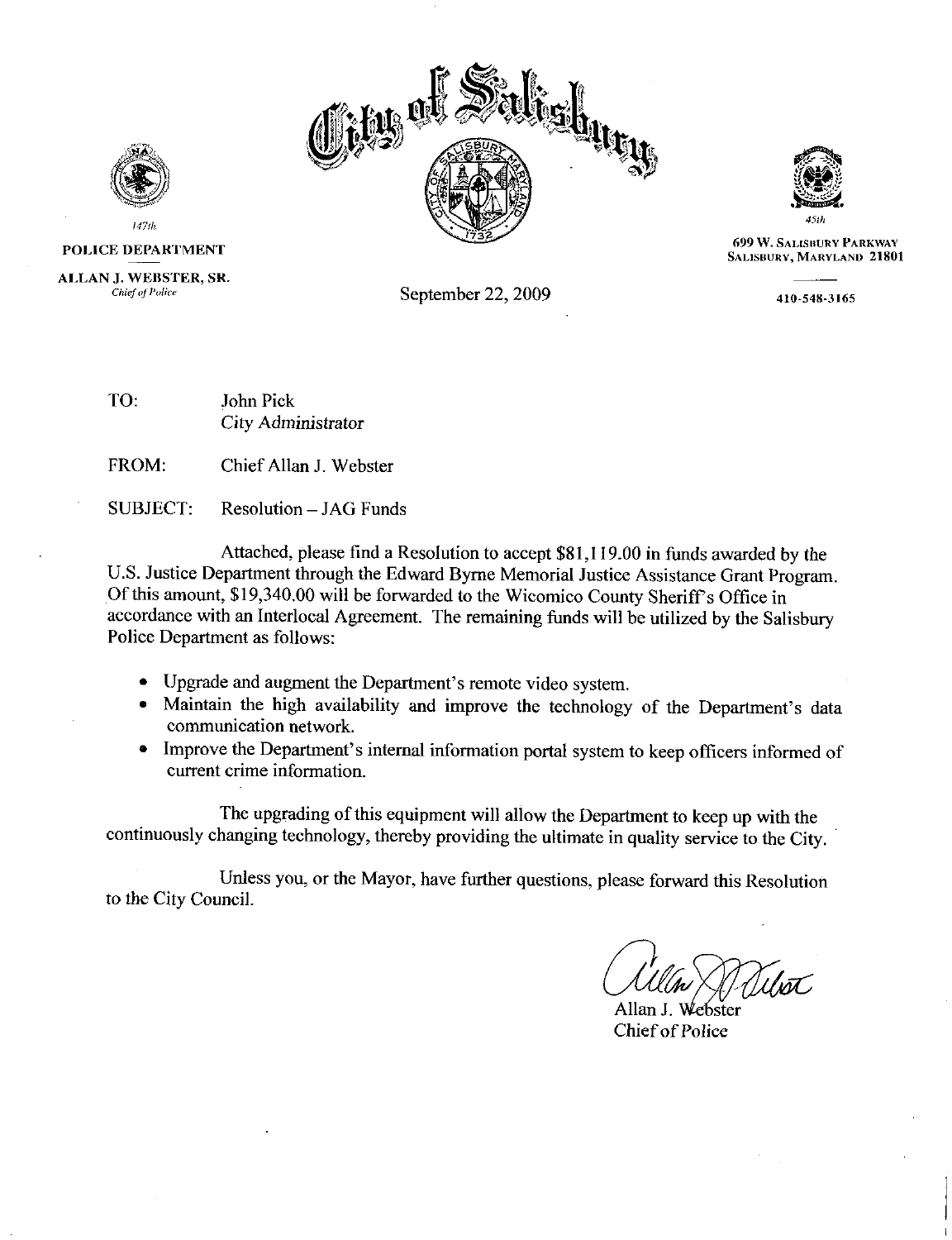City of Salisbury

147th

POLICE DEPARTMENT

ALLAN J. WEBSTER, SR.
*Chief of Police*

September 22, 2009

45th

699 W. SALISBURY PARKWAY
SALISBURY, MARYLAND 21801

410-548-3165

TO: John Pick
City Administrator

FROM: Chief Allan J. Webster

SUBJECT: Resolution – JAG Funds

Attached, please find a Resolution to accept $81,119.00 in funds awarded by the U.S. Justice Department through the Edward Byrne Memorial Justice Assistance Grant Program. Of this amount, $19,340.00 will be forwarded to the Wicomico County Sheriff's Office in accordance with an Interlocal Agreement. The remaining funds will be utilized by the Salisbury Police Department as follows:

- Upgrade and augment the Department's remote video system.
- Maintain the high availability and improve the technology of the Department's data communication network.
- Improve the Department's internal information portal system to keep officers informed of current crime information.

The upgrading of this equipment will allow the Department to keep up with the continuously changing technology, thereby providing the ultimate in quality service to the City.

Unless you, or the Mayor, have further questions, please forward this Resolution to the City Council.

Allan J. Webster
Chief of Police